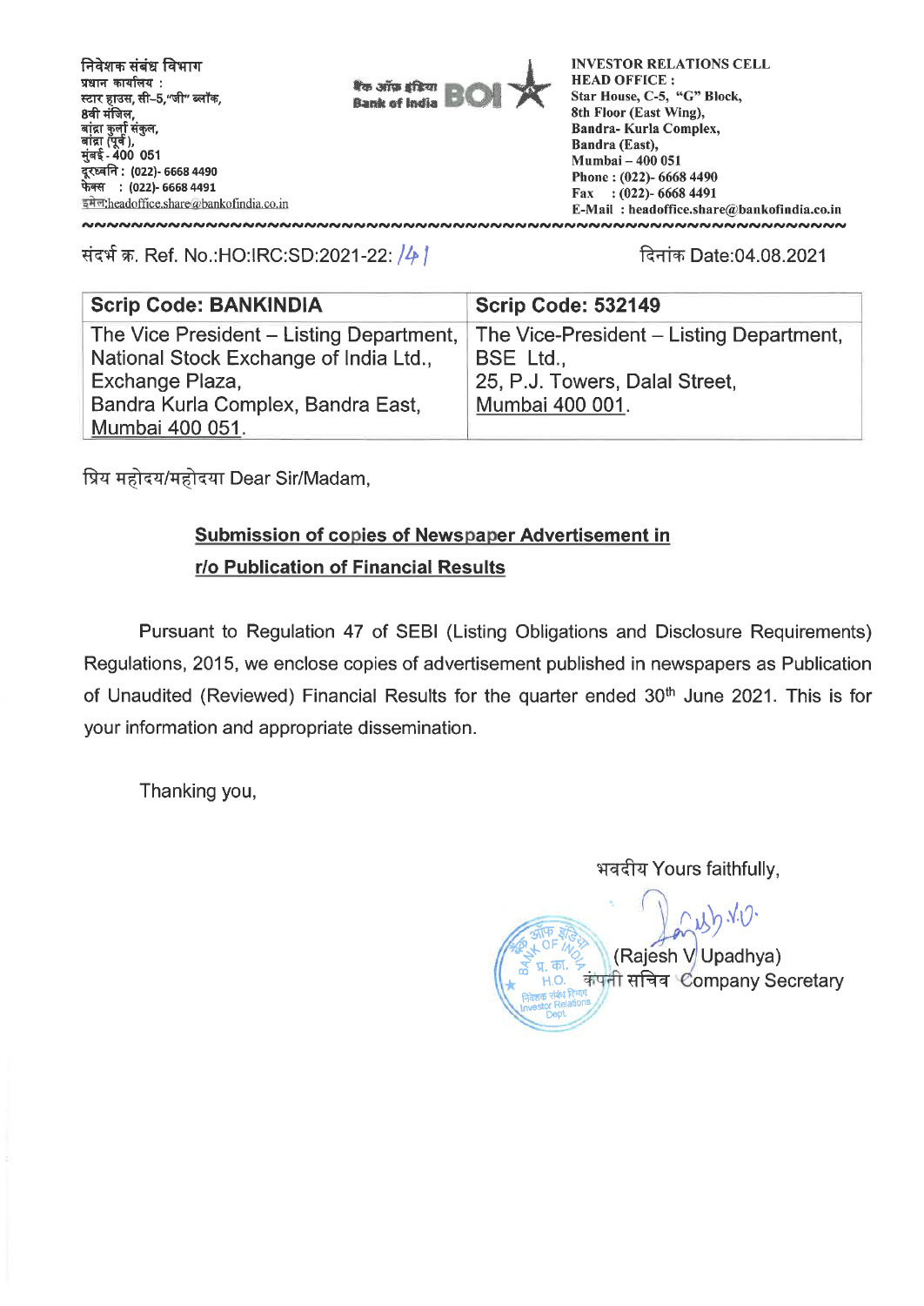निवेशक संबंध विभाग
प्रधान कार्यालय :
स्टार हाउस, सी–5,"जी" ब्लॉक,
8वी मंजिल,
बांद्रा कुर्ला संकुल,
बांद्रा (पूर्व),
मुंबई - 400 051
दूरध्वनि : (022)- 6668 4490
फेक्स : (022)- 6668 4491
इमेल:headoffice.share@bankofindia.co.in

बैंक ऑफ़ इंडिया Bank of India BOI

INVESTOR RELATIONS CELL
HEAD OFFICE :
Star House, C-5, "G" Block,
8th Floor (East Wing),
Bandra- Kurla Complex,
Bandra (East),
Mumbai – 400 051
Phone : (022)- 6668 4490
Fax : (022)- 6668 4491
E-Mail : headoffice.share@bankofindia.co.in

संदर्भ क्र. Ref. No.:HO:IRC:SD:2021-22: 141

दिनांक Date:04.08.2021

| Scrip Code: BANKINDIA | Scrip Code: 532149 |
|---|---|
| The Vice President – Listing Department, National Stock Exchange of India Ltd., Exchange Plaza, Bandra Kurla Complex, Bandra East, Mumbai 400 051. | The Vice-President – Listing Department, BSE Ltd., 25, P.J. Towers, Dalal Street, Mumbai 400 001. |

प्रिय महोदय/महोदया Dear Sir/Madam,

**Submission of copies of Newspaper Advertisement in r/o Publication of Financial Results**

Pursuant to Regulation 47 of SEBI (Listing Obligations and Disclosure Requirements) Regulations, 2015, we enclose copies of advertisement published in newspapers as Publication of Unaudited (Reviewed) Financial Results for the quarter ended 30th June 2021. This is for your information and appropriate dissemination.

Thanking you,

भवदीय Yours faithfully,

(Rajesh V Upadhya)
कंपनी सचिव Company Secretary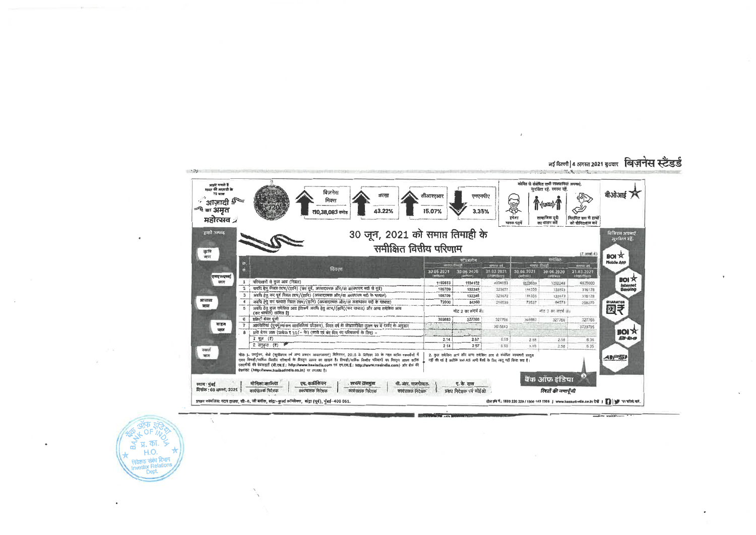नई दिल्ली | 4 अगस्त 2021 बुधवार बिज़नेस स्टैंडर्ड

आइए मनाते हैं भारत की आज़ादी के 75 साल

आज़ादी का अमृत महोत्सव

बिज़नेस मिक्स ₹10,38,083 करोड़

कासा 43.22%

सीआरएआर 15.07%

एनएनपीए 3.35%

कोविड से संबंधित सभी सावधानियां अपनाएं. सुरक्षित रहें. स्वस्थ रहें.

हमेशा मास्क पहनें | सामाजिक दूरी का पालन करें | नियमित रूप से हाथों को सैनिटाइज़ करें

बीओआई

हमारे उत्पाद: कृषि ऋण, एमएसएमई ऋण, आवास ऋण, वाहन ऋण, स्वर्ण ऋण

# 30 जून, 2021 को समाप्त तिमाही के समीक्षित वित्तीय परिणाम

(₹ लाख में)

| क्र. सं. | विवरण | स्टैंडअलोन | | | समेकित | | |
|---|---|---|---|---|---|---|---|
| | | समाप्त तिमाही | | समाप्त वर्ष | समाप्त तिमाही | | समाप्त वर्ष |
| | | 30.06.2021 (समीक्षित) | 30.06.2020 (समीक्षित) | 31.03.2021 (लेखापरीक्षित) | 30.06.2021 (समीक्षित) | 30.06.2020 (समीक्षित) | 31.03.2021 (लेखापरीक्षित) |
| 1 | परिचालनों से कुल आय (निवल) | 1169613 | 1184152 | 4804093 | 1170653 | 1202244 | 4835000 |
| 2 | अवधि हेतु निवल लाभ/(हानि) (कर पूर्व, असाधारण और/या असामान्य मदों से पूर्व) | 109709 | 133245 | 323672 | 111355 | 133513 | 316178 |
| 3 | अवधि हेतु कर पूर्व निवल लाभ/(हानि) (असाधारण और/या असामान्य मदों के पश्चात) | 109709 | 133245 | 323672 | 111355 | 133473 | 316178 |
| 4 | अवधि हेतु कर पश्चात निवल लाभ/(हानि) (असाधारण और/या असामान्य मदों के पश्चात) | 72000 | 84360 | 216039 | 73637 | 84573 | 208275 |
| 5 | अवधि हेतु कुल समेकित आय [जिसमें अवधि हेतु लाभ/(हानि)(कर पश्चात) और अन्य समेकित आय (कर पश्चात) शामिल है] | नोट 2 का संदर्भ लें। | | | नोट 2 का संदर्भ लें। | | |
| 6 | इक्विटी शेयर पूंजी | 369883 | 327766 | 327766 | 369883 | 327766 | 327766 |
| 7 | आरक्षितियां (पुनर्मूल्यांकन आरक्षितियां छोड़कर), वित्त वर्ष की लेखापरीक्षित तुलन पत्र में दर्शाए के अनुसार | | | 3615613 | | | 3739795 |
| 8 | प्रति शेयर आय (प्रत्येक ₹ 10/- के) (जारी एवं बंद किए गए परिचालनों के लिए) - | | | | | | |
| | 1 मूल (₹) | 2.14 | 2.57 | 6.59 | 2.18 | 2.58 | 6.36 |
| | 2 तनुकृत (₹) | 2.14 | 2.57 | 6.59 | 2.18 | 2.58 | 6.35 |

नोट: 1. उपर्युक्त, सेबी (सूचीकरण एवं अन्य प्रकटन आवश्यकताएं) विनियम, 2015 के विनियम 33 के तहत स्टॉक एक्सचेंजों में दायर तिमाही/वार्षिक वित्तीय परिणामों के विस्तृत प्रारूप का सार है। तिमाही/वार्षिक वित्तीय परिणामों का विस्तृत प्रारूप स्टॉक एक्सचेंजों की वेबसाइटों (बी.एस.ई.: http://www.bseindia.com एवं एन.एस.ई.: http://www.nseindia.com) और बैंक की वेबसाइट (http://www.bankofindia.co.in) पर उपलब्ध है।

2. कुल समेकित आय और अन्य समेकित आय से संबंधित जानकारी प्रस्तुत नहीं की गई है क्योंकि Ind AS अभी बैंकों के लिए लागू नहीं किया गया है।

स्थान : मुंबई
दिनांक : 03 अगस्त, 2021

| मोनिका कालिया | एम. कार्तिकेयन | स्वरूप दासगुप्ता | पी. आर. राजगोपाल | ए. के. दास |
|---|---|---|---|---|
| कार्यपालक निदेशक | कार्यपालक निदेशक | कार्यपालक निदेशक | कार्यपालक निदेशक | प्रबंध निदेशक एवं सीईओ |

बैंक ऑफ इंडिया — रिश्तों की जमापूँजी

डिजिटल अपनाएं. सुरक्षित रहें. BOI Mobile App | BOI Internet Banking | BHARATQR | BOI BHIM | AEPS

प्रधान कार्यालय: स्टार हाउस, सी-5, जी ब्लॉक, बांद्रा-कुर्ला कॉम्प्लेक्स, बांद्रा (पूर्व), मुंबई-400 051.

टोल फ्री नं.: 1800 220 229 / 1800 103 1906 | www.bankofindia.co.in

बैंक ऑफ इंडिया प्र. का. H.O. निवेशक संबंध विभाग Investor Relations Dept.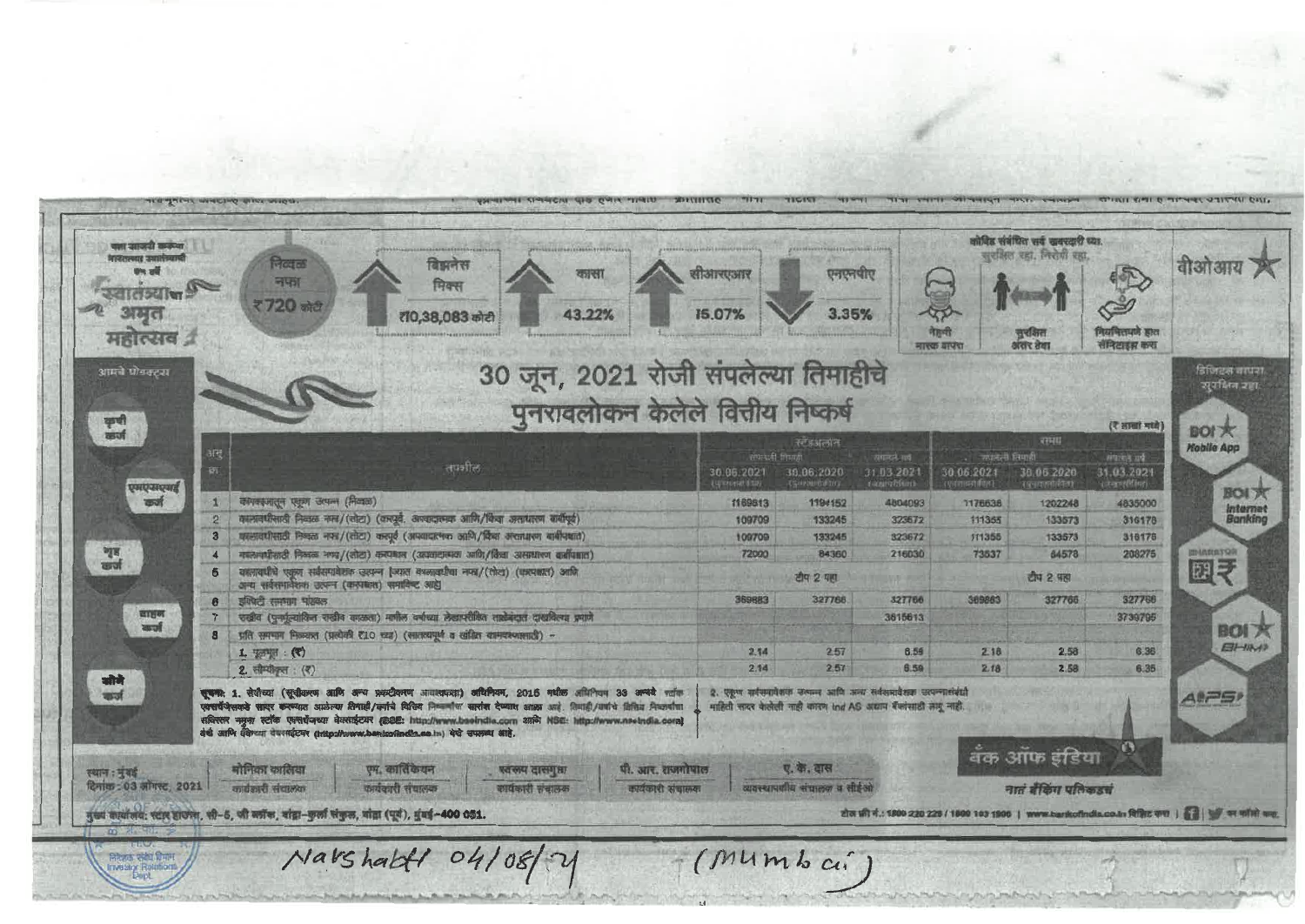वीओआय

स्वातंत्र्याचा अमृत महोत्सव

| निव्वळ नफा | बिझनेस मिक्स | कासा | सीआरएआर | एनएनपीए |
|---|---|---|---|---|
| ₹720 कोटी | ₹10,38,083 कोटी | 43.22% | 15.07% | 3.35% |

कोविड संबंधित सर्व खबरदारी घ्या. सुरक्षित रहा, निरोगी रहा.

नेहमी मास्क वापरा | सुरक्षित अंतर ठेवा | नियमितपणे हात सॅनिटाइझ करा

आमचे प्रोडक्ट्स: कृषी कर्ज | एमएसएमई कर्ज | गृह कर्ज | वाहन कर्ज | सोने कर्ज

डिजिटल वापरा सुरक्षित रहा: BOI Mobile App | BOI Internet Banking | BHARAT QR | BOI BHIM | AePS

# 30 जून, 2021 रोजी संपलेल्या तिमाहीचे पुनरावलोकन केलेले वित्तीय निष्कर्ष

(₹ लाखात मध्ये)

| अनु क्र. | तपशील | स्टॅंडअलोन | | | समग्र | | |
|---|---|---|---|---|---|---|---|
| | | संपलेली तिमाही | | संपलेले वर्ष | संपलेली तिमाही | | संपलेले वर्ष |
| | | 30.06.2021 (पुनरावलोकित) | 30.06.2020 (पुनरावलोकित) | 31.03.2021 (लेखापरीक्षित) | 30.06.2021 (पुनरावलोकित) | 30.06.2020 (पुनरावलोकित) | 31.03.2021 (लेखापरीक्षित) |
| 1 | कामकाजातून एकूण उत्पन्न (निव्वळ) | 1169613 | 1194152 | 4804093 | 1176636 | 1202248 | 4835000 |
| 2 | कालावधीसाठी निव्वळ नफा/(तोटा) (करपूर्व, अपवादात्मक आणि/किंवा असाधारण बाबींपूर्व) | 109709 | 133245 | 323672 | 111355 | 133573 | 316178 |
| 3 | कालावधीसाठी निव्वळ नफा/(तोटा) करपूर्व (अपवादात्मक आणि/किंवा असाधारण बाबींपश्चात) | 109709 | 133245 | 323672 | 111355 | 133573 | 316178 |
| 4 | कालावधीसाठी निव्वळ नफा/(तोटा) करपश्चात (अपवादात्मक आणि/किंवा असाधारण बाबींपश्चात) | 72000 | 84360 | 216030 | 73537 | 84578 | 208275 |
| 5 | कालावधीचे एकूण सर्वसमावेशक उत्पन्न [ज्यात कालावधीचा नफा/(तोटा) (करपश्चात) आणि अन्य सर्वसमावेशक उत्पन्न (करपश्चात) समाविष्ट आहे] | टीप 2 पहा | | | टीप 2 पहा | | |
| 6 | इक्विटी समभाग भांडवल | 369883 | 327766 | 327766 | 369883 | 327766 | 327766 |
| 7 | राखीव (पुनर्मूल्यांकित राखीव वगळता) मागील वर्षाच्या लेखापरीक्षित ताळेबंदात दाखविल्या प्रमाणे | | | 3615613 | | | 3739795 |
| 8 | प्रति समभाग मिळकत (प्रत्येकी ₹10 च्या) (सातत्यपूर्ण व खंडित व्यवहारांसाठी) - | | | | | | |
| | 1. मूलभूत : (₹) | 2.14 | 2.57 | 6.59 | 2.18 | 2.58 | 6.36 |
| | 2. सौम्यीकृत : (₹) | 2.14 | 2.57 | 6.59 | 2.18 | 2.58 | 6.36 |

सूचना: 1. सेबीच्या (सूचीकरण आणि अन्य प्रकटीकरण आवश्यकता) अधिनियम, 2015 मधील अधिनियम 33 अन्वये स्टॉक एक्सचेंजेसकडे सादर करण्यात आलेल्या तिमाही/वार्षिक वित्तिय निष्कर्षांचा सारांश देण्यात आला आहे. तिमाही/वार्षिक वित्तिय निष्कर्षांचा सविस्तर नमुना स्टॉक एक्सचेंजच्या वेबसाईटवर (BSE: http://www.bseindia.com आणि NSE: http://www.nseindia.com) वर व बँकेच्या वेबसाईटवर (http://www.bankofindia.co.in) येथे उपलब्ध आहे.

2. एकूण सर्वसमावेशक उत्पन्न आणि अन्य सर्वसमावेशक उत्पन्नासंबंधी माहिती सादर केलेली नाही कारण Ind AS अद्याप बँकांसाठी लागू नाही.

स्थान : मुंबई
दिनांक : 03 ऑगस्ट, 2021

| मोनिका कालिया | एम. कार्तिकेयन | स्वरूप दासगुप्ता | पी. आर. राजगोपाल | ए. के. दास |
|---|---|---|---|---|
| कार्यकारी संचालक | कार्यकारी संचालक | कार्यकारी संचालक | कार्यकारी संचालक | व्यवस्थापकीय संचालक व सीईओ |

बँक ऑफ इंडिया — नाते बँकिंग पलिकडचे

मुख्य कार्यालय: स्टार हाउस, सी-5, जी ब्लॉक, वांद्रा-कुर्ला संकुल, वांद्रा (पूर्व), मुंबई-400 051.

टोल फ्री नं.: 1800 220 229 / 1800 103 1906 | www.bankofindia.co.in

Navshakti 04/08/21 (Mumbai)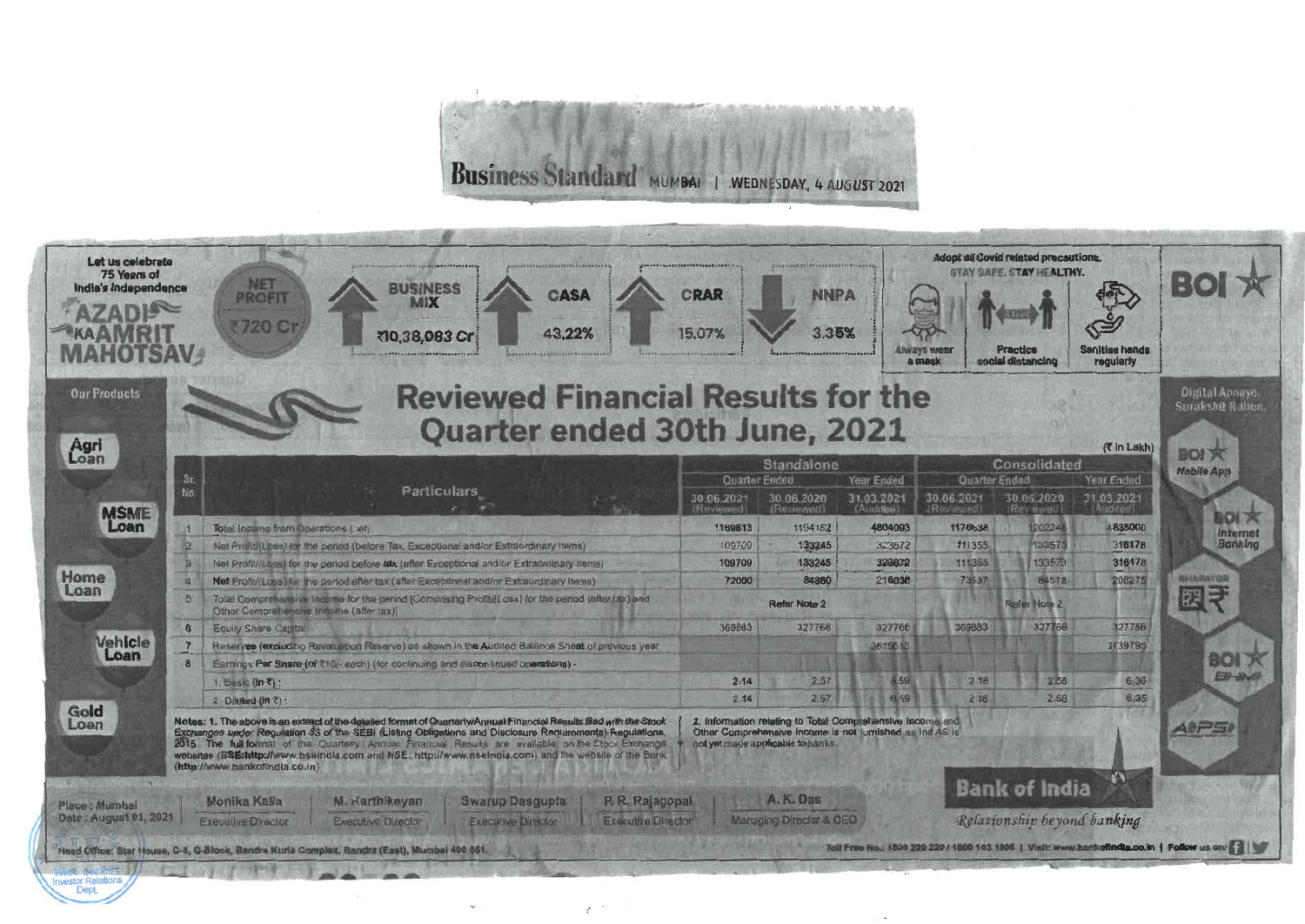Business Standard MUMBAI | WEDNESDAY, 4 AUGUST 2021

Let us celebrate 75 Years of India's Independence

AZADI KA AMRIT MAHOTSAV

NET PROFIT ₹720 Cr

BUSINESS MIX ₹10,38,083 Cr

CASA 43.22%

CRAR 15.07%

NNPA 3.35%

Adopt all Covid related precautions. STAY SAFE. STAY HEALTHY.

Always wear a mask | Practice social distancing | Sanitise hands regularly

BOI

# Reviewed Financial Results for the Quarter ended 30th June, 2021

(₹ in Lakh)

| Sr. No. | Particulars | Standalone | | | Consolidated | | |
|---|---|---|---|---|---|---|---|
| | | Quarter Ended | | Year Ended | Quarter Ended | | Year Ended |
| | | 30.06.2021 (Reviewed) | 30.06.2020 (Reviewed) | 31.03.2021 (Audited) | 30.06.2021 (Reviewed) | 30.06.2020 (Reviewed) | 31.03.2021 (Audited) |
| 1 | Total Income from Operations (net) | 1169813 | 1194152 | 4804093 | 1176638 | 1202244 | 4835000 |
| 2 | Net Profit/(Loss) for the period (before Tax, Exceptional and/or Extraordinary items) | 109709 | 133245 | 323672 | 111355 | 133573 | 316178 |
| 3 | Net Profit/(Loss) for the period before tax (after Exceptional and/or Extraordinary items) | 109709 | 133245 | 323672 | 111355 | 133573 | 316178 |
| 4 | Net Profit/(Loss) for the period after tax (after Exceptional and/or Extraordinary items) | 72060 | 84360 | 216038 | 73537 | 84578 | 208275 |
| 5 | Total Comprehensive Income for the period [Comprising Profit/(Loss) for the period (after tax) and Other Comprehensive Income (after tax)] | Refer Note 2 | | | Refer Note 2 | | |
| 6 | Equity Share Capital | 369883 | 327766 | 327766 | 369883 | 327766 | 327766 |
| 7 | Reserves (excluding Revaluation Reserve) as shown in the Audited Balance Sheet of previous year | | | 3615613 | | | 3739795 |
| 8 | Earnings Per Share (of ₹10/- each) (for continuing and discontinued operations) - | | | | | | |
| | 1. Basic (in ₹) : | 2.14 | 2.57 | 6.59 | 2.18 | 2.58 | 6.36 |
| | 2. Diluted (in ₹) : | 2.14 | 2.57 | 6.59 | 2.18 | 2.58 | 6.35 |

Notes: 1. The above is an extract of the detailed format of Quarterly/Annual Financial Results filed with the Stock Exchanges under Regulation 33 of the SEBI (Listing Obligations and Disclosure Requirements) Regulations, 2015. The full format of the Quarterly / Annual Financial Results are available on the Stock Exchange websites (BSE:http://www.bseindia.com and NSE: http://www.nseindia.com) and the website of the Bank (http://www.bankofindia.co.in)

2. Information relating to Total Comprehensive Income and Other Comprehensive Income is not furnished as Ind AS is not yet made applicable to banks.

Our Products: Agri Loan | MSME Loan | Home Loan | Vehicle Loan | Gold Loan

Digital Apnayo, Surakshit Rahen. BOI Mobile App | BOI Internet Banking | BHARAT QR | BOI BHIM | AEPS

Place: Mumbai
Date: August 03, 2021

| Monika Kalia | M. Karthikeyan | Swarup Dasgupta | P. R. Rajagopal | A. K. Das |
|---|---|---|---|---|
| Executive Director | Executive Director | Executive Director | Executive Director | Managing Director & CEO |

Bank of India
*Relationship beyond banking*

Head Office: Star House, C-5, G-Block, Bandra Kurla Complex, Bandra (East), Mumbai 400 051.

Toll Free No.: 1800 220 229 / 1800 103 1906 | Visit: www.bankofindia.co.in | Follow us on: